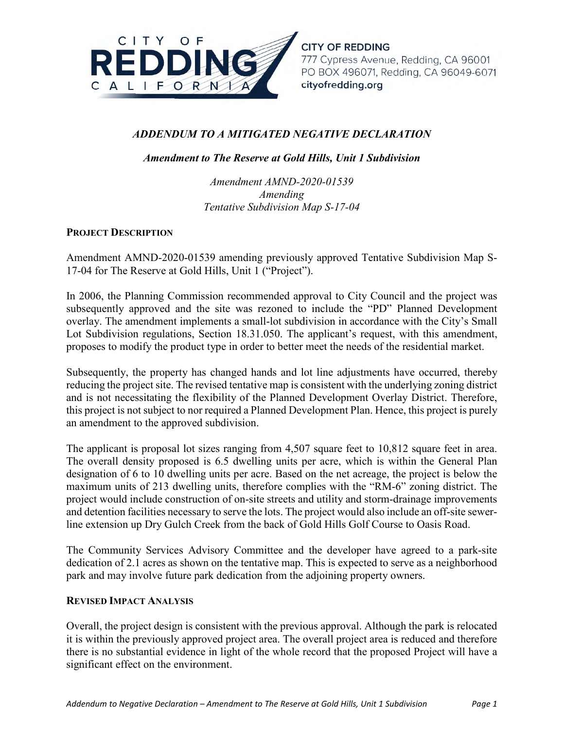**CITY OF REDDING**
777 Cypress Avenue, Redding, CA 96001
PO BOX 496071, Redding, CA 96049-6071
cityofredding.org

# *ADDENDUM TO A MITIGATED NEGATIVE DECLARATION*

## *Amendment to The Reserve at Gold Hills, Unit 1 Subdivision*

*Amendment AMND-2020-01539*
*Amending*
*Tentative Subdivision Map S-17-04*

### PROJECT DESCRIPTION

Amendment AMND-2020-01539 amending previously approved Tentative Subdivision Map S-17-04 for The Reserve at Gold Hills, Unit 1 ("Project").

In 2006, the Planning Commission recommended approval to City Council and the project was subsequently approved and the site was rezoned to include the "PD" Planned Development overlay. The amendment implements a small-lot subdivision in accordance with the City's Small Lot Subdivision regulations, Section 18.31.050. The applicant's request, with this amendment, proposes to modify the product type in order to better meet the needs of the residential market.

Subsequently, the property has changed hands and lot line adjustments have occurred, thereby reducing the project site. The revised tentative map is consistent with the underlying zoning district and is not necessitating the flexibility of the Planned Development Overlay District. Therefore, this project is not subject to nor required a Planned Development Plan. Hence, this project is purely an amendment to the approved subdivision.

The applicant is proposal lot sizes ranging from 4,507 square feet to 10,812 square feet in area. The overall density proposed is 6.5 dwelling units per acre, which is within the General Plan designation of 6 to 10 dwelling units per acre. Based on the net acreage, the project is below the maximum units of 213 dwelling units, therefore complies with the "RM-6" zoning district. The project would include construction of on-site streets and utility and storm-drainage improvements and detention facilities necessary to serve the lots. The project would also include an off-site sewer-line extension up Dry Gulch Creek from the back of Gold Hills Golf Course to Oasis Road.

The Community Services Advisory Committee and the developer have agreed to a park-site dedication of 2.1 acres as shown on the tentative map. This is expected to serve as a neighborhood park and may involve future park dedication from the adjoining property owners.

### REVISED IMPACT ANALYSIS

Overall, the project design is consistent with the previous approval. Although the park is relocated it is within the previously approved project area. The overall project area is reduced and therefore there is no substantial evidence in light of the whole record that the proposed Project will have a significant effect on the environment.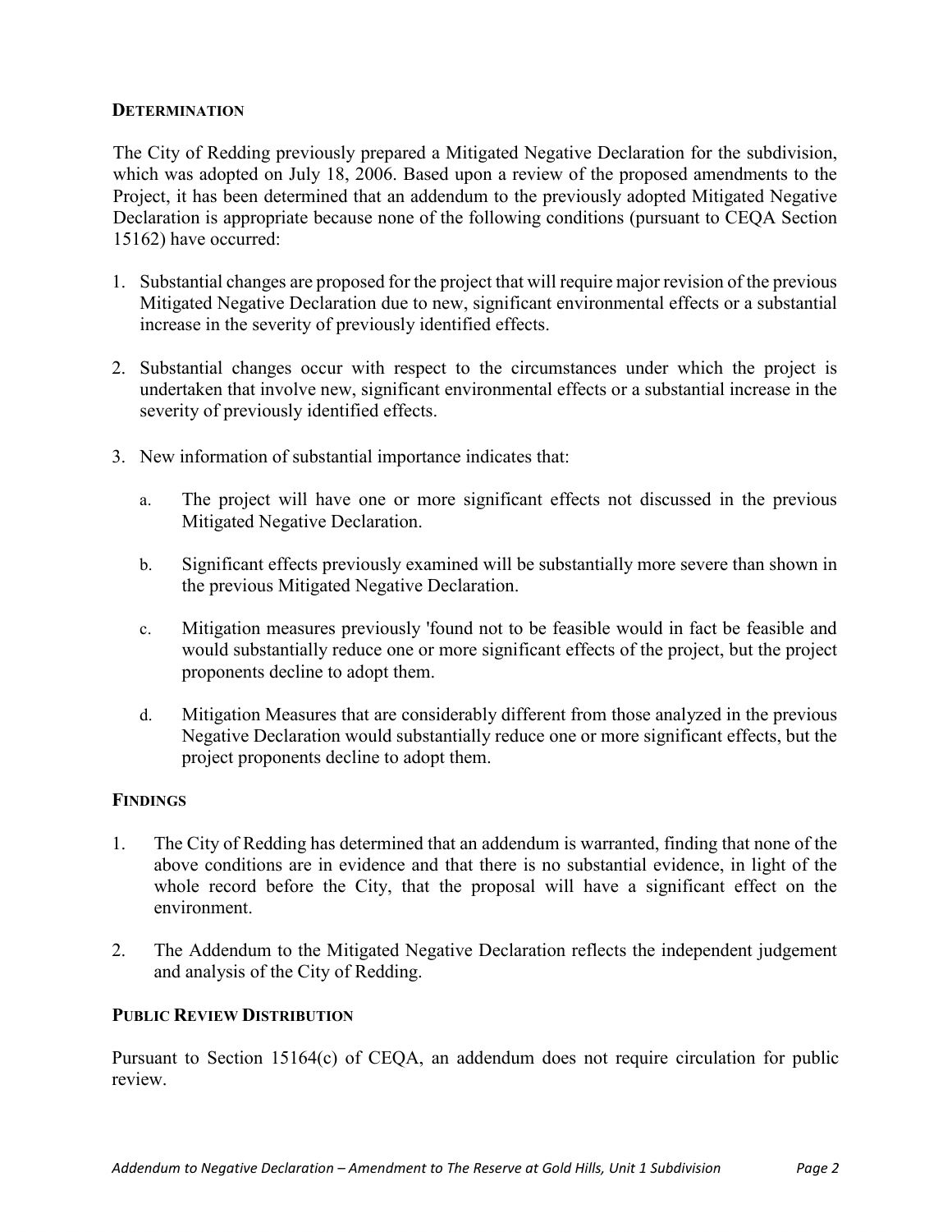## DETERMINATION

The City of Redding previously prepared a Mitigated Negative Declaration for the subdivision, which was adopted on July 18, 2006. Based upon a review of the proposed amendments to the Project, it has been determined that an addendum to the previously adopted Mitigated Negative Declaration is appropriate because none of the following conditions (pursuant to CEQA Section 15162) have occurred:

1. Substantial changes are proposed for the project that will require major revision of the previous Mitigated Negative Declaration due to new, significant environmental effects or a substantial increase in the severity of previously identified effects.

2. Substantial changes occur with respect to the circumstances under which the project is undertaken that involve new, significant environmental effects or a substantial increase in the severity of previously identified effects.

3. New information of substantial importance indicates that:

   a. The project will have one or more significant effects not discussed in the previous Mitigated Negative Declaration.

   b. Significant effects previously examined will be substantially more severe than shown in the previous Mitigated Negative Declaration.

   c. Mitigation measures previously 'found not to be feasible would in fact be feasible and would substantially reduce one or more significant effects of the project, but the project proponents decline to adopt them.

   d. Mitigation Measures that are considerably different from those analyzed in the previous Negative Declaration would substantially reduce one or more significant effects, but the project proponents decline to adopt them.

## FINDINGS

1. The City of Redding has determined that an addendum is warranted, finding that none of the above conditions are in evidence and that there is no substantial evidence, in light of the whole record before the City, that the proposal will have a significant effect on the environment.

2. The Addendum to the Mitigated Negative Declaration reflects the independent judgement and analysis of the City of Redding.

## PUBLIC REVIEW DISTRIBUTION

Pursuant to Section 15164(c) of CEQA, an addendum does not require circulation for public review.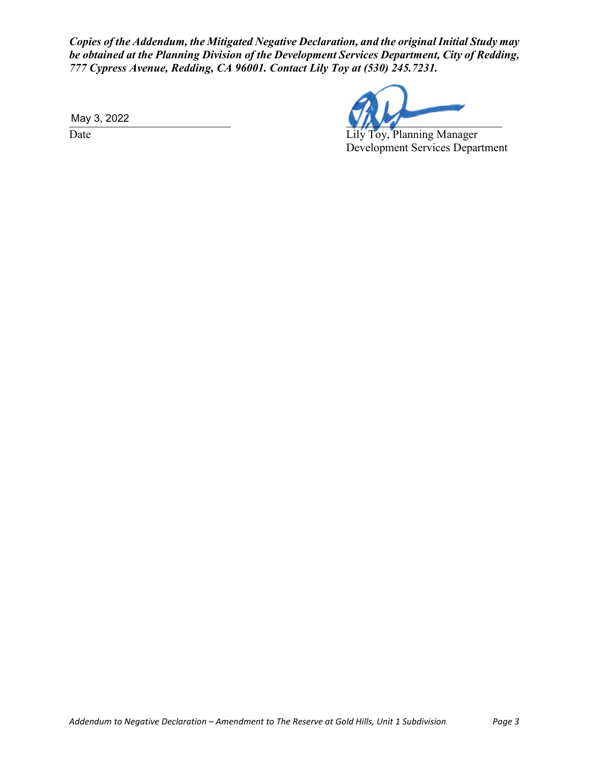***Copies of the Addendum, the Mitigated Negative Declaration, and the original Initial Study may be obtained at the Planning Division of the Development Services Department, City of Redding, 777 Cypress Avenue, Redding, CA 96001. Contact Lily Toy at (530) 245.7231.***

May 3, 2022
Date

Lily Toy, Planning Manager
Development Services Department